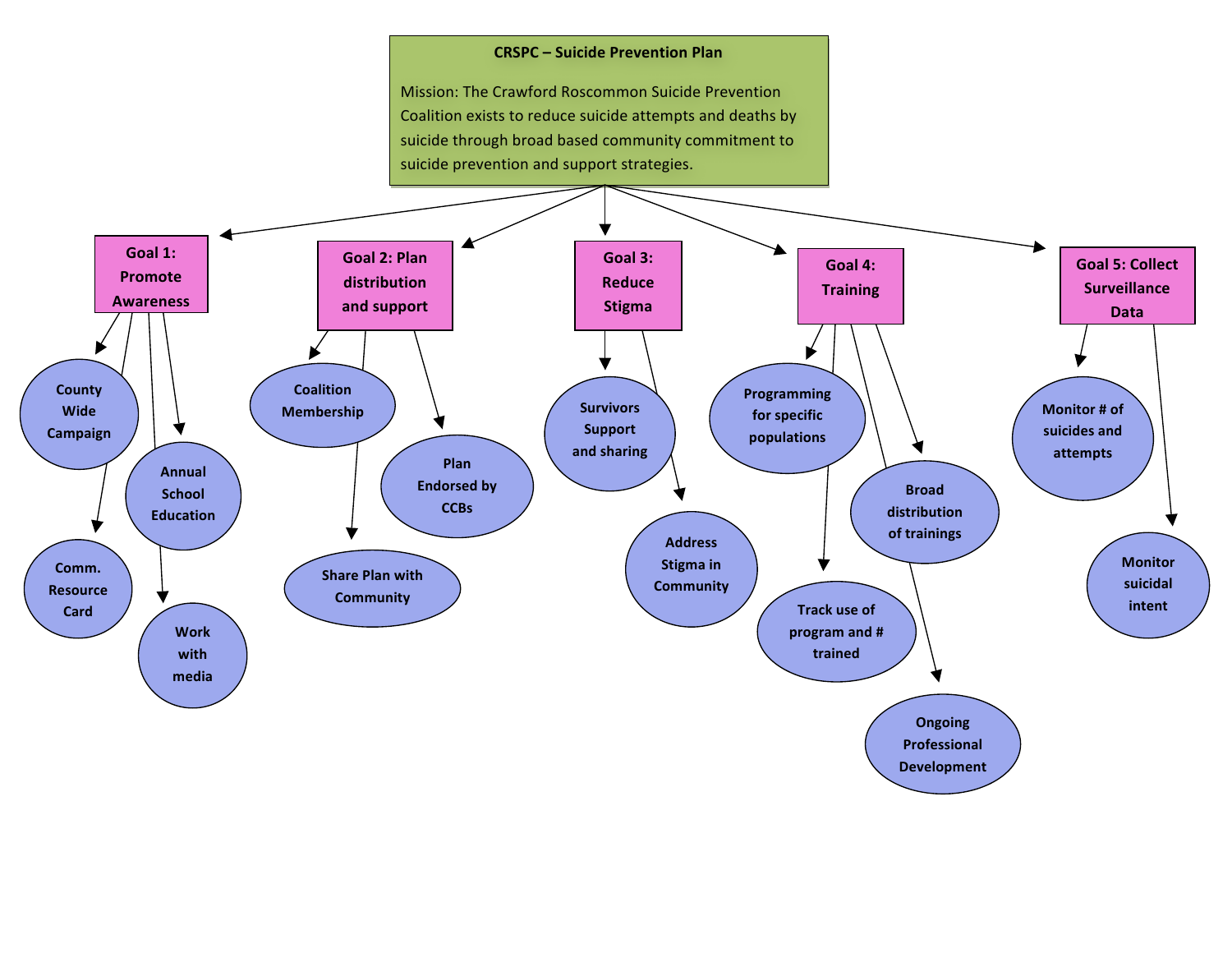# CRSPC – Suicide Prevention Plan

Mission: The Crawford Roscommon Suicide Prevention Coalition exists to reduce suicide attempts and deaths by suicide through broad based community commitment to suicide prevention and support strategies.

## Goal 1: Promote Awareness

- County Wide Campaign
- Comm. Resource Card
- Annual School Education
- Work with media

## Goal 2: Plan distribution and support

- Coalition Membership
- Share Plan with Community
- Plan Endorsed by CCBs

## Goal 3: Reduce Stigma

- Survivors Support and sharing
- Address Stigma in Community

## Goal 4: Training

- Programming for specific populations
- Track use of program and # trained
- Broad distribution of trainings
- Ongoing Professional Development

## Goal 5: Collect Surveillance Data

- Monitor # of suicides and attempts
- Monitor suicidal intent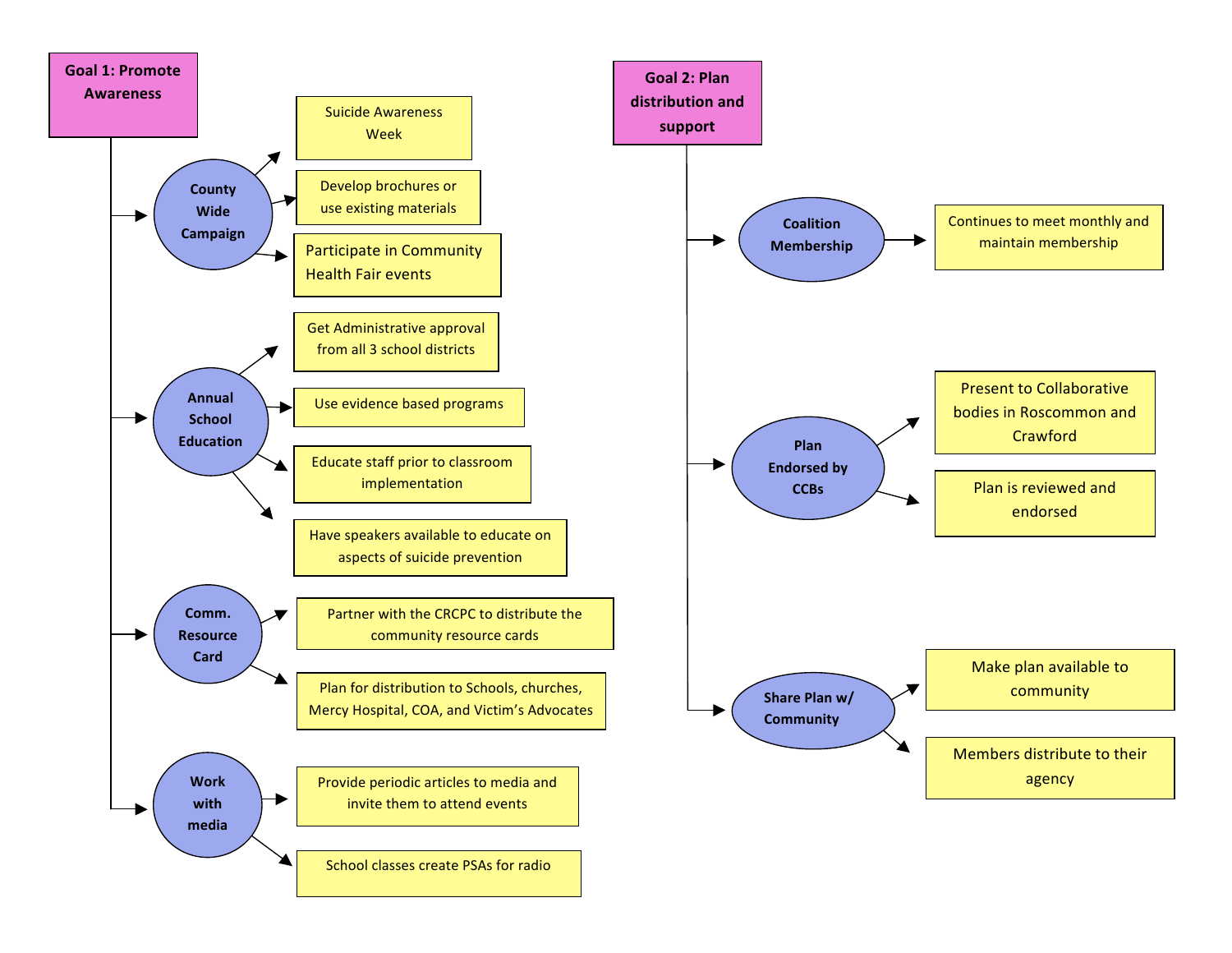## Goal 1: Promote Awareness

- **County Wide Campaign**
  - Suicide Awareness Week
  - Develop brochures or use existing materials
  - Participate in Community Health Fair events
- **Annual School Education**
  - Get Administrative approval from all 3 school districts
  - Use evidence based programs
  - Educate staff prior to classroom implementation
  - Have speakers available to educate on aspects of suicide prevention
- **Comm. Resource Card**
  - Partner with the CRCPC to distribute the community resource cards
  - Plan for distribution to Schools, churches, Mercy Hospital, COA, and Victim's Advocates
- **Work with media**
  - Provide periodic articles to media and invite them to attend events
  - School classes create PSAs for radio

## Goal 2: Plan distribution and support

- **Coalition Membership**
  - Continues to meet monthly and maintain membership
- **Plan Endorsed by CCBs**
  - Present to Collaborative bodies in Roscommon and Crawford
  - Plan is reviewed and endorsed
- **Share Plan w/ Community**
  - Make plan available to community
  - Members distribute to their agency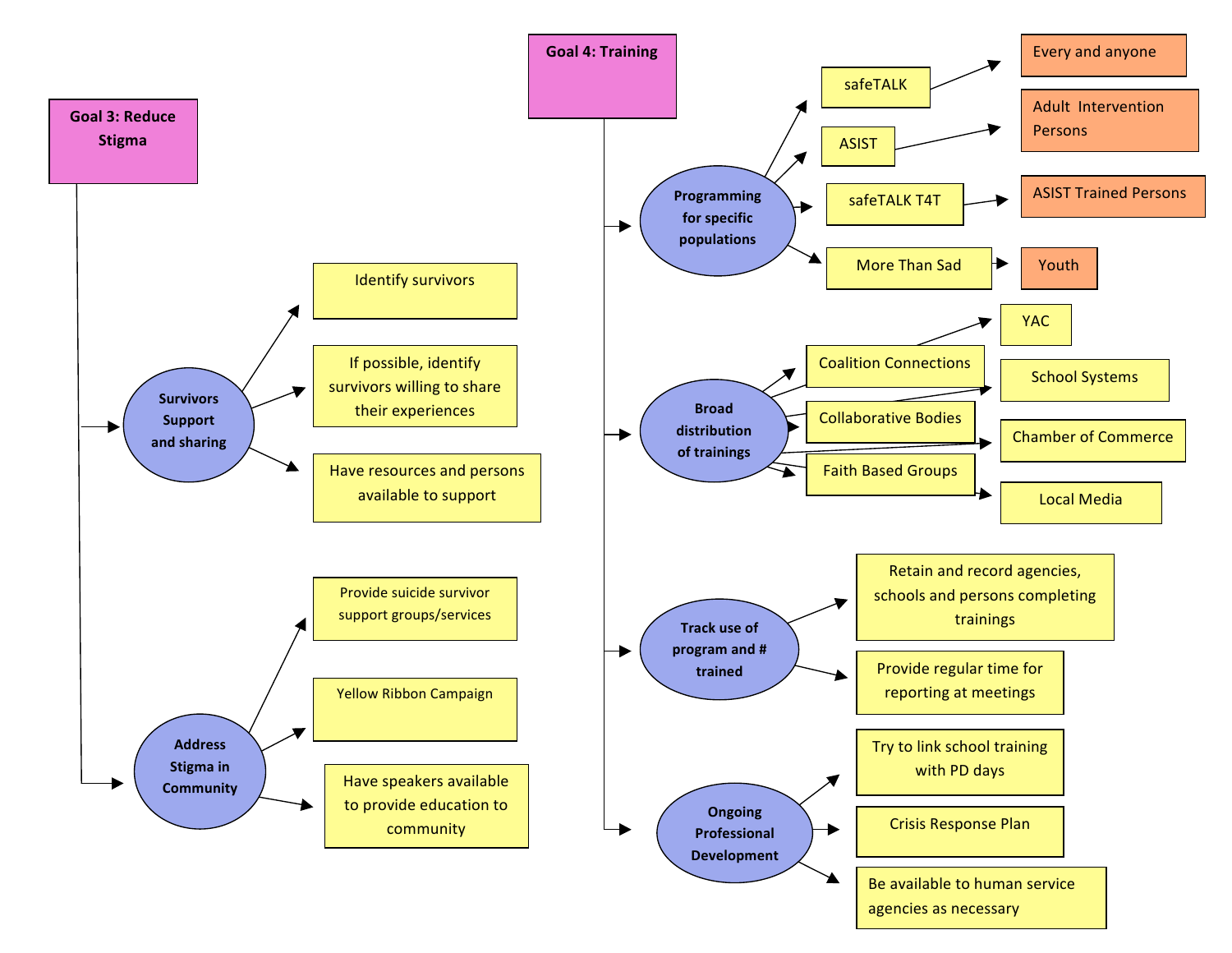## Goal 3: Reduce Stigma

- **Survivors Support and sharing**
  - Identify survivors
  - If possible, identify survivors willing to share their experiences
  - Have resources and persons available to support
- **Address Stigma in Community**
  - Provide suicide survivor support groups/services
  - Yellow Ribbon Campaign
  - Have speakers available to provide education to community

## Goal 4: Training

- **Programming for specific populations**
  - safeTALK → Every and anyone
  - ASIST → Adult Intervention Persons
  - safeTALK T4T → ASIST Trained Persons
  - More Than Sad → Youth
- **Broad distribution of trainings**
  - Coalition Connections
  - Collaborative Bodies
  - Faith Based Groups
  - YAC
  - School Systems
  - Chamber of Commerce
  - Local Media
- **Track use of program and # trained**
  - Retain and record agencies, schools and persons completing trainings
  - Provide regular time for reporting at meetings
- **Ongoing Professional Development**
  - Try to link school training with PD days
  - Crisis Response Plan
  - Be available to human service agencies as necessary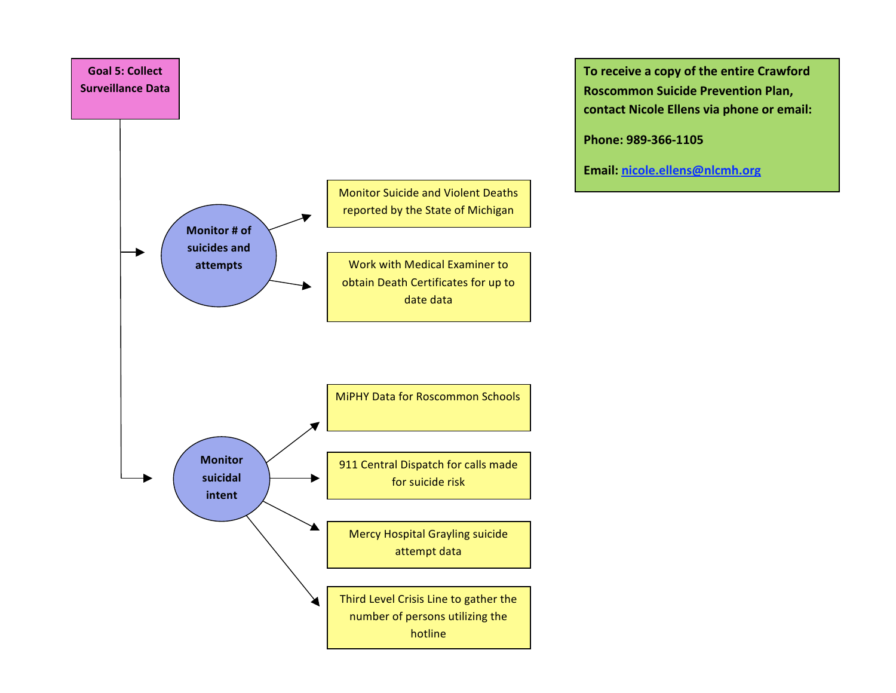**Goal 5: Collect Surveillance Data**

**Monitor # of suicides and attempts**

- Monitor Suicide and Violent Deaths reported by the State of Michigan
- Work with Medical Examiner to obtain Death Certificates for up to date data

**Monitor suicidal intent**

- MiPHY Data for Roscommon Schools
- 911 Central Dispatch for calls made for suicide risk
- Mercy Hospital Grayling suicide attempt data
- Third Level Crisis Line to gather the number of persons utilizing the hotline

**To receive a copy of the entire Crawford Roscommon Suicide Prevention Plan, contact Nicole Ellens via phone or email:**

**Phone: 989-366-1105**

**Email: nicole.ellens@nlcmh.org**